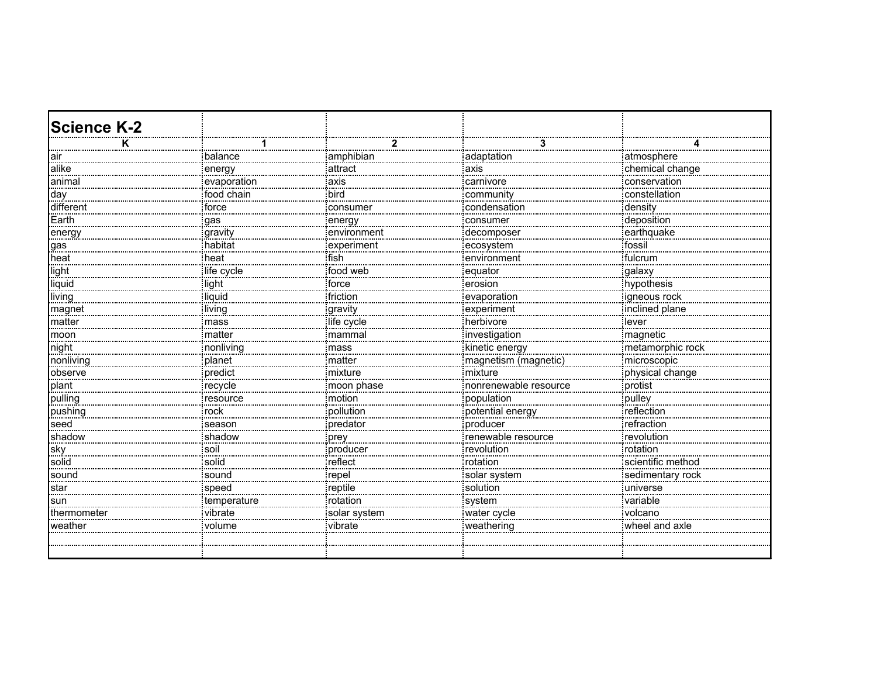# Science K-2

| K | 1 | 2 | 3 | 4 |
|---|---|---|---|---|
| air | balance | amphibian | adaptation | atmosphere |
| alike | energy | attract | axis | chemical change |
| animal | evaporation | axis | carnivore | conservation |
| day | food chain | bird | community | constellation |
| different | force | consumer | condensation | density |
| Earth | gas | energy | consumer | deposition |
| energy | gravity | environment | decomposer | earthquake |
| gas | habitat | experiment | ecosystem | fossil |
| heat | heat | fish | environment | fulcrum |
| light | life cycle | food web | equator | galaxy |
| liquid | light | force | erosion | hypothesis |
| living | liquid | friction | evaporation | igneous rock |
| magnet | living | gravity | experiment | inclined plane |
| matter | mass | life cycle | herbivore | lever |
| moon | matter | mammal | investigation | magnetic |
| night | nonliving | mass | kinetic energy | metamorphic rock |
| nonliving | planet | matter | magnetism (magnetic) | microscopic |
| observe | predict | mixture | mixture | physical change |
| plant | recycle | moon phase | nonrenewable resource | protist |
| pulling | resource | motion | population | pulley |
| pushing | rock | pollution | potential energy | reflection |
| seed | season | predator | producer | refraction |
| shadow | shadow | prey | renewable resource | revolution |
| sky | soil | producer | revolution | rotation |
| solid | solid | reflect | rotation | scientific method |
| sound | sound | repel | solar system | sedimentary rock |
| star | speed | reptile | solution | universe |
| sun | temperature | rotation | system | variable |
| thermometer | vibrate | solar system | water cycle | volcano |
| weather | volume | vibrate | weathering | wheel and axle |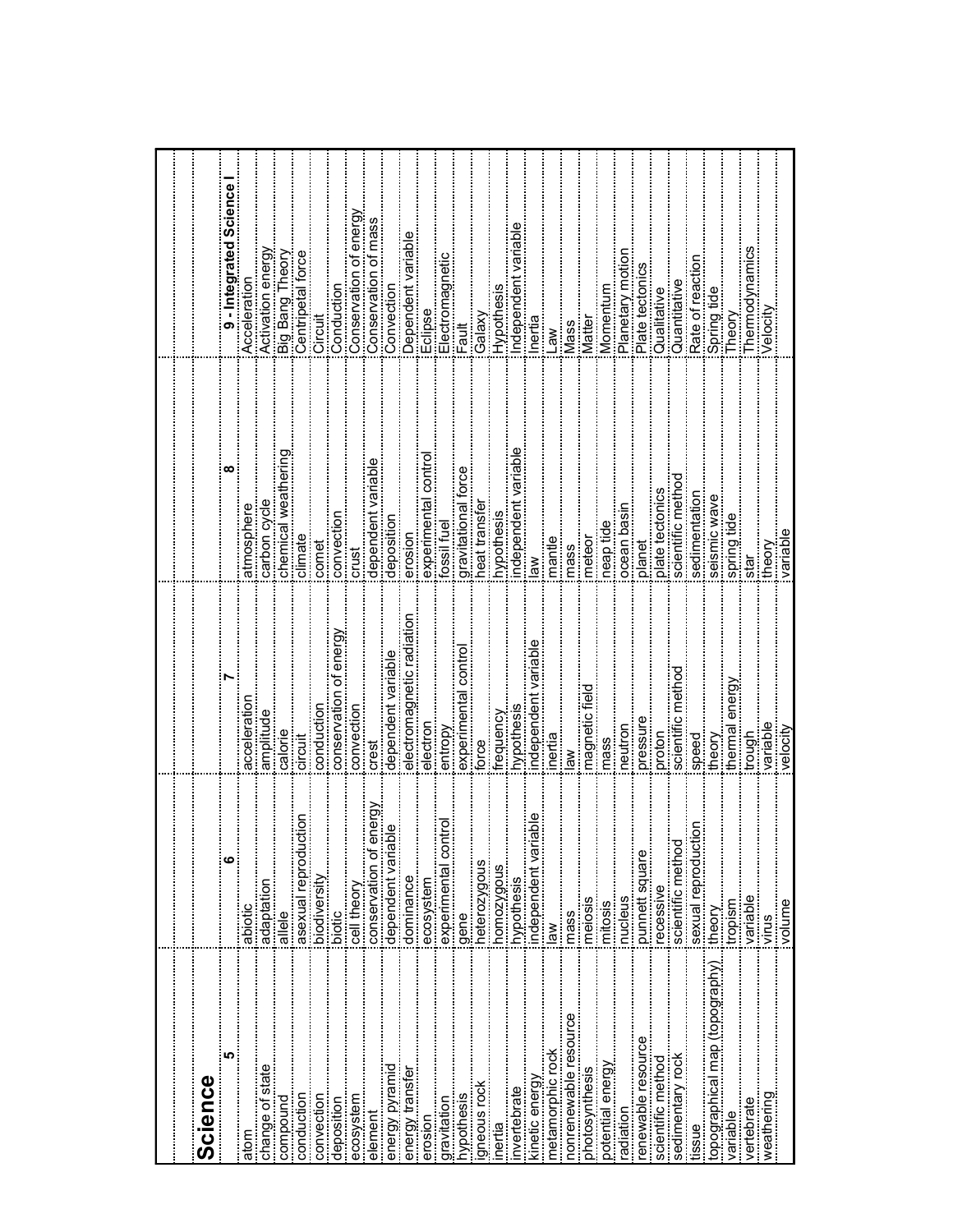## Science

| 5 | 6 | 7 | 8 | 9 - Integrated Science I |
|---|---|---|---|---|
| atom | abiotic | acceleration | atmosphere | Acceleration |
| change of state | adaptation | amplitude | carbon cycle | Activation energy |
| compound | allele | calorie | chemical weathering | Big Bang Theory |
| conduction | asexual reproduction | circuit | climate | Centripetal force |
| convection | biodiversity | conduction | comet | Circuit |
| deposition | biotic | conservation of energy | convection | Conduction |
| ecosystem | cell theory | convection | crust | Conservation of energy |
| element | conservation of energy | crest | dependent variable | Conservation of mass |
| energy pyramid | dependent variable | dependent variable | deposition | Convection |
| energy transfer | dominance | electromagnetic radiation | erosion | Dependent variable |
| erosion | ecosystem | electron | experimental control | Eclipse |
| gravitation | experimental control | entropy | fossil fuel | Electromagnetic |
| hypothesis | gene | experimental control | gravitational force | Fault |
| igneous rock | heterozygous | force | heat transfer | Galaxy |
| inertia | homozygous | frequency | hypothesis | Hypothesis |
| invertebrate | hypothesis | hypothesis | independent variable | Independent variable |
| kinetic energy | independent variable | independent variable | law | Inertia |
| metamorphic rock | law | inertia | mantle | Law |
| nonrenewable resource | mass | law | mass | Mass |
| photosynthesis | meiosis | magnetic field | meteor | Matter |
| potential energy | mitosis | mass | neap tide | Momentum |
| radiation | nucleus | neutron | ocean basin | Planetary motion |
| renewable resource | punnett square | pressure | planet | Plate tectonics |
| scientific method | recessive | proton | plate tectonics | Qualitative |
| sedimentary rock | scientific method | scientific method | scientific method | Quantitative |
| tissue | sexual reproduction | speed | sedimentation | Rate of reaction |
| topographical map (topography) | theory | theory | seismic wave | Spring tide |
| variable | tropism | thermal energy | spring tide | Theory |
| vertebrate | variable | trough | star | Thermodynamics |
| weathering | virus | variable | theory | Velocity |
| | volume | velocity | variable | |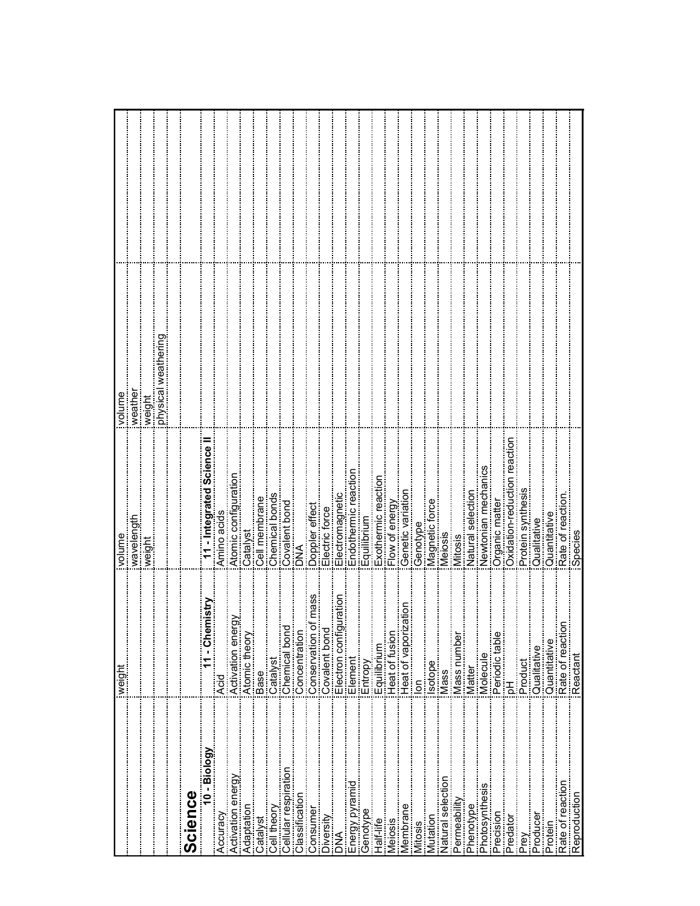| | | | |
|---|---|---|---|
| | weight | volume | volume |
| | | wavelength | weather |
| | | weight | weight |
| | | | physical weathering |

# Science

| 10 - Biology | 11 - Chemistry | 11 - Integrated Science II |
|---|---|---|
| Accuracy | Acid | Amino acids |
| Activation energy | Activation energy | Atomic configuration |
| Adaptation | Atomic theory | Catalyst |
| Catalyst | Base | Cell membrane |
| Cell theory | Catalyst | Chemical bonds |
| Cellular respiration | Chemical bond | Covalent bond |
| Classification | Concentration | DNA |
| Consumer | Conservation of mass | Doppler effect |
| Diversity | Covalent bond | Electric force |
| DNA | Electron configuration | Electromagnetic |
| Energy pyramid | Element | Endothermic reaction |
| Genotype | Entropy | Equilibrium |
| Half-life | Equilibrium | Exothermic reaction |
| Meiosis | Heat of fusion | Flow of energy |
| Membrane | Heat of vaporization | Genetic variation |
| Mitosis | Ion | Genotype |
| Mutation | Isotope | Magnetic force |
| Natural selection | Mass | Meiosis |
| Permeability | Mass number | Mitosis |
| Phenotype | Matter | Natural selection |
| Photosynthesis | Molecule | Newtonian mechanics |
| Precision | Periodic table | Organic matter |
| Predator | pH | Oxidation-reduction reaction |
| Prey | Product | Protein synthesis |
| Producer | Qualitative | Qualitative |
| Protein | Quantitative | Quantitative |
| Rate of reaction | Rate of reaction | Rate of reaction. |
| Reproduction | Reactant | Species |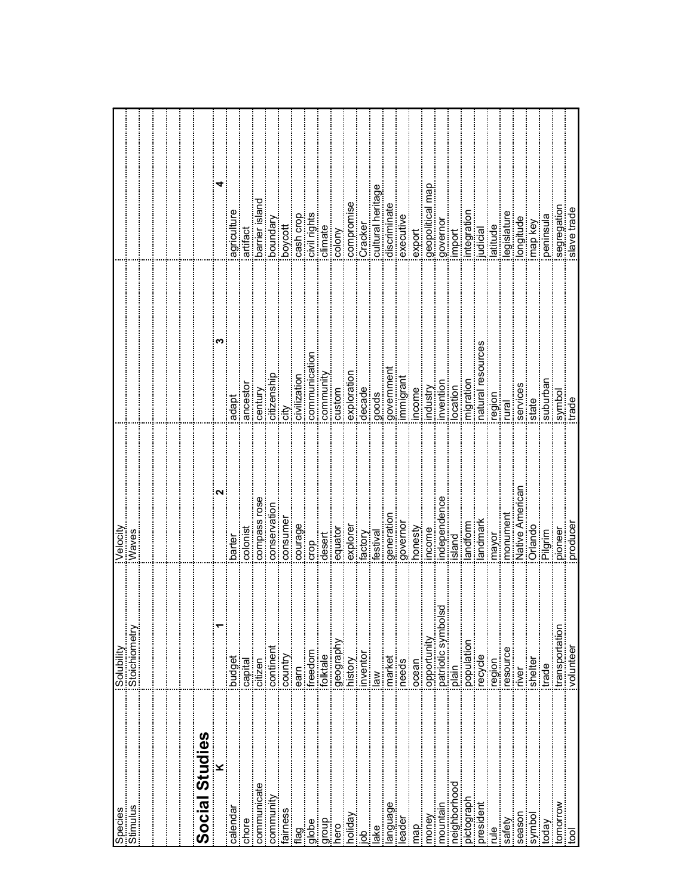| | | | | |
|---|---|---|---|---|
| Species | Solubility | Velocity | | |
| Stimulus | Stoichiometry | Waves | | |
| | | | | |
| | | | | |

## Social Studies

| K | 1 | 2 | 3 | 4 |
|---|---|---|---|---|
| calendar | budget | barter | adapt | agriculture |
| chore | capital | colonist | ancestor | artifact |
| communicate | citizen | compass rose | century | barrier island |
| community | continent | conservation | citizenship | boundary |
| fairness | country | consumer | city | boycott |
| flag | earn | courage | civilization | cash crop |
| globe | freedom | crop | communication | civil rights |
| group | folktale | desert | community | climate |
| hero | geography | equator | custom | colony |
| holiday | history | explorer | exploration | compromise |
| job | inventor | factory | decade | Cracker |
| lake | law | festival | goods | cultural heritage |
| language | market | generation | government | discriminate |
| leader | needs | governor | immigrant | executive |
| map | ocean | honesty | income | export |
| money | opportunity | income | industry | geopolitical map |
| mountain | patriotic symbolsd | independence | invention | governor |
| neighborhood | plain | island | location | import |
| pictograph | population | landform | migration | integration |
| president | recycle | landmark | natural resources | judicial |
| rule | region | mayor | region | latitude |
| safety | resource | monument | rural | legislature |
| season | river | Native American | services | longitude |
| symbol | shelter | Orlando | state | map key |
| today | trade | Pilgrim | suburban | peninsula |
| tomorrow | transportation | pioneer | symbol | segregation |
| tool | volunteer | producer | trade | slave trade |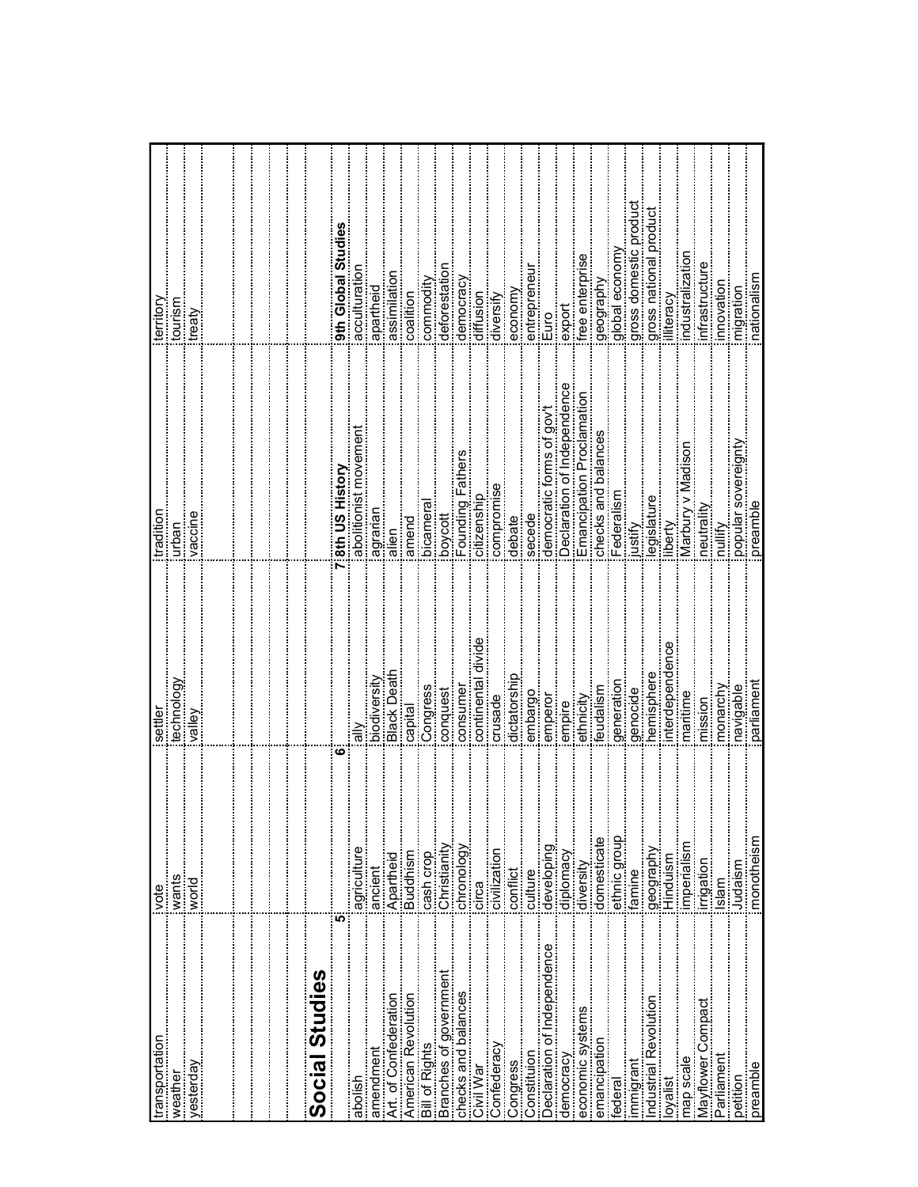| | | | | |
|---|---|---|---|---|
| transportation | vote | settler | tradition | territory |
| weather | wants | technology | urban | tourism |
| yesterday | world | valley | vaccine | treaty |
| | | | | |
| | | | | |
| | | | | |

## Social Studies

| 5 | | 6 | 7 | |
|---|---|---|---|---|
| | | | 8th US History | 9th Global Studies |
| abolish | agriculture | ally | abolitionist movement | acculturation |
| amendment | ancient | biodiversity | agrarian | apartheid |
| Art. of Confederation | Apartheid | Black Death | alien | assimilation |
| American Revolution | Buddhism | capital | amend | coalition |
| Bill of Rights | cash crop | Congress | bicameral | commodity |
| Branches of government | Christianity | conquest | boycott | deforestation |
| checks and balances | chronology | consumer | Founding Fathers | democracy |
| Civil War | circa | continental divide | citizenship | diffusion |
| Confederacy | civilization | crusade | compromise | diversify |
| Congress | conflict | dictatorship | debate | economy |
| Constituion | culture | embargo | secede | entrepreneur |
| Declaration of Independence | developing | emperor | democratic forms of gov't | Euro |
| democracy | diplomacy | empire | Declaration of Independence | export |
| economic systems | diversity | ethnicity | Emancipation Proclamation | free enterprise |
| emancipation | domesticate | feudalism | checks and balances | geography |
| federal | ethnic group | generation | Federalism | global economy |
| immigrant | famine | genocide | justify | gross domestic product |
| Industrial Revolution | geography | hemisphere | legislature | gross national product |
| loyalist | Hinduism | interdependence | liberty | illiteracy |
| map scale | imperialism | maritime | Marbury v Madison | industrialization |
| Mayflower Compact | irrigation | mission | neutrality | infrastructure |
| Parliament | Islam | monarchy | nullify | innovation |
| petition | Judaism | navigable | popular sovereignty | migration |
| preamble | monotheism | parliament | preamble | nationalism |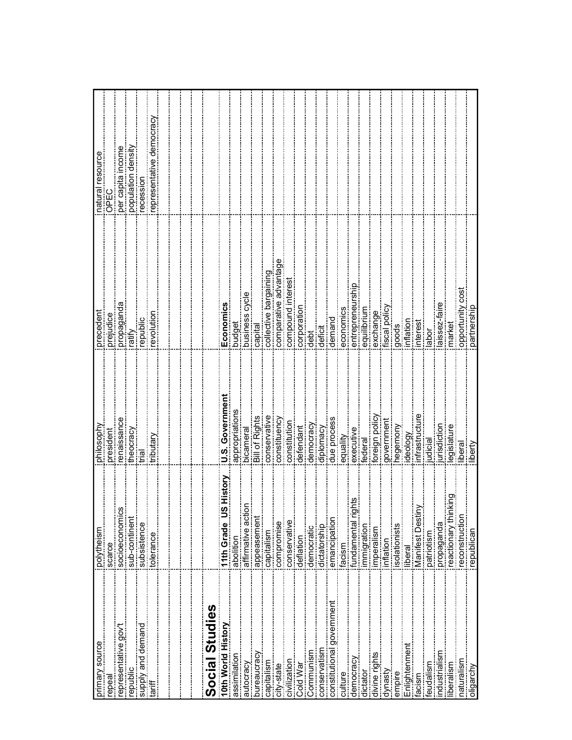| primary source | polytheism | philosophy | precedent | natural resource |
|---|---|---|---|---|
| repeal | scarce | president | prejudice | OPEC |
| representative gov't | socioeconomics | renaissance | propaganda | per capita income |
| republic | sub-continent | theocracy | ratify | population density |
| supply and demand | subsistence | trial | republic | recession |
| tariff | tolerance | tributary | revolution | representative democracy |

# Social Studies

| 10th World History | 11th Grade US History | U.S. Government | Economics | |
|---|---|---|---|---|
| assimilation | abolition | appropriations | budget | |
| autocracy | affirmative action | bicameral | business cycle | |
| bureaucracy | appeasement | Bill of Rights | capital | |
| capitalism | capitalism | conservative | collective bargaining | |
| city-state | compromise | constituency | comparative advantage | |
| civilization | conservative | constitution | compound interest | |
| Cold War | deflation | defendant | corporation | |
| Communism | democratic | democracy | debt | |
| conservatism | dictatorship | diplomacy | deficit | |
| constitutional government | emancipation | due process | demand | |
| culture | facism | equality | economics | |
| democracy | fundamental rights | executive | entrepreneurship | |
| dictator | immigration | federal | equilibrium | |
| divine rights | imperialism | foreign policy | exchange | |
| dynasty | inflation | government | fiscal policy | |
| empire | isolationists | hegemony | goods | |
| Enlightenment | liberal | ideology | inflation | |
| facism | Manifest Destiny | infrastructure | interest | |
| feudalism | patriotism | judicial | labor | |
| industrialism | propaganda | jurisdiction | laissez-faire | |
| liberalism | reactionary thinking | legislature | market | |
| naturalism | reconstruction | liberal | opportunity cost | |
| oligarchy | republican | liberty | partnership | |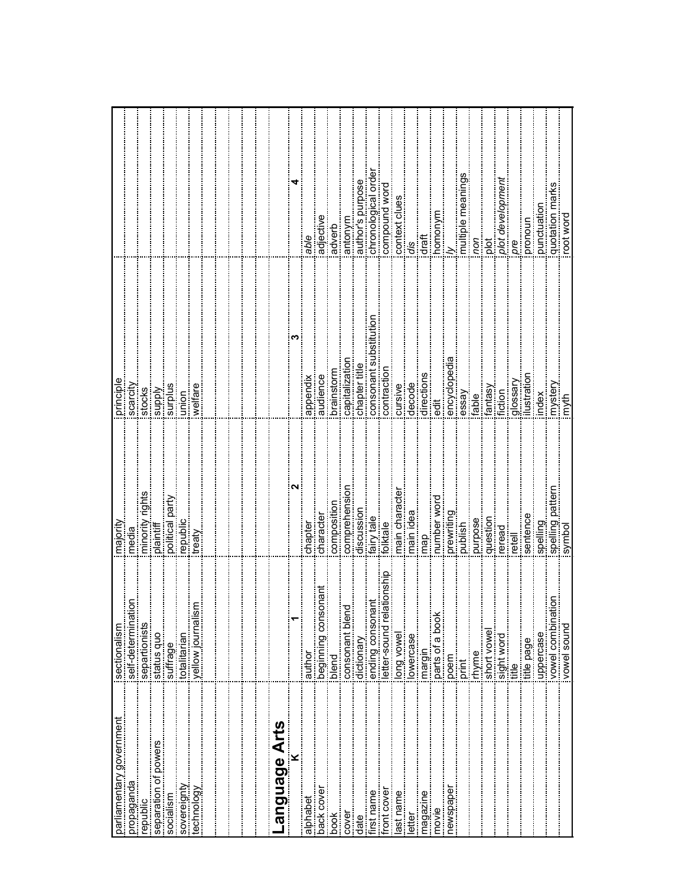| | | | | |
|---|---|---|---|---|
| parliamentary government | sectionalism | majority | principle | |
| propaganda | self-determination | media | scarcity | |
| republic | separtionists | minority rights | stocks | |
| separation of powers | status quo | plaintiff | supply | |
| socialism | suffrage | political party | surplus | |
| sovereignty | totalitarian | republic | union | |
| technology | yellow journalism | treaty | welfare | |

# Language Arts

| K | 1 | 2 | 3 | 4 |
|---|---|---|---|---|
| alphabet | author | chapter | appendix | *able* |
| back cover | beginning consonant | character | audience | adjective |
| book | blend | composition | brainstorm | adverb |
| cover | consonant blend | comprehension | capitalization | antonym |
| date | dictionary | discussion | chapter title | author's purpose |
| first name | ending consonant | fairy tale | consonant substitution | chronological order |
| front cover | letter-sound relationship | folktale | contraction | compound word |
| last name | long vowel | main character | cursive | context clues |
| letter | lowercase | main idea | decode | *dis* |
| magazine | margin | map | directions | draft |
| movie | parts of a book | number word | edit | homonym |
| newspaper | poem | prewriting | encyclopedia | *ly* |
| | print | publish | essay | multiple meanings |
| | rhyme | purpose | fable | *non* |
| | short vowel | question | fantasy | plot |
| | sight word | reread | fiction | *plot development* |
| | title | retell | glossary | *pre* |
| | title page | sentence | illustration | pronoun |
| | uppercase | spelling | index | punctuation |
| | vowel combination | spelling pattern | mystery | quotation marks |
| | vowel sound | symbol | myth | root word |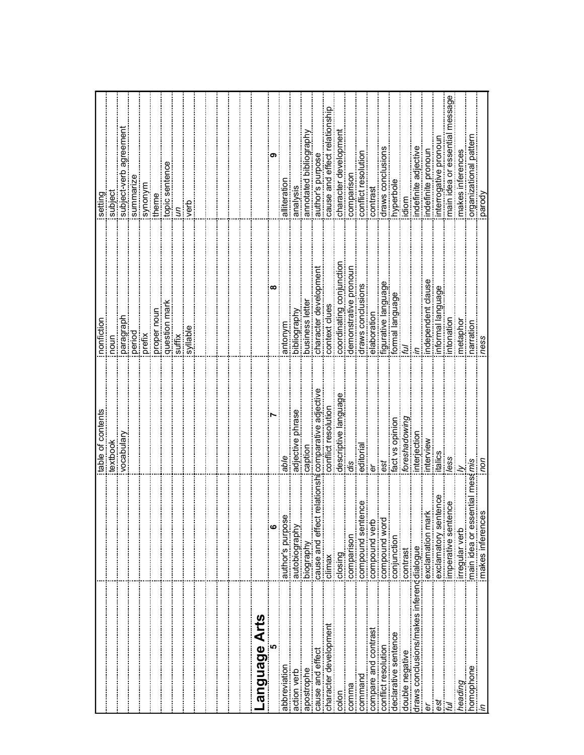| | | | | |
|---|---|---|---|---|
| | | table of contents | nonfiction | setting |
| | | textbook | noun | subject |
| | | vocabulary | paragraph | subject-verb agreement |
| | | | period | summarize |
| | | | prefix | synonym |
| | | | proper noun | theme |
| | | | question mark | topic sentence |
| | | | suffix | *un* |
| | | | syllable | verb |

# Language Arts

| 5 | 6 | 7 | 8 | 9 |
|---|---|---|---|---|
| abbreviation | author's purpose | *able* | antonym | alliteration |
| action verb | autobiography | adjective phrase | bibliography | analysis |
| apostrophe | biography | caption | business letter | annotated bibliography |
| cause and effect | cause and effect relationship | comparative adjective | character development | author's purpose |
| character development | climax | conflict resolution | context clues | cause and effect relationship |
| colon | closing | descriptive language | coordinating conjunction | character development |
| comma | comparison | *dis* | demonstrative pronoun | comparison |
| command | compound sentence | editorial | draws conclusions | conflict resolution |
| compare and contrast | compound verb | *er* | elaboration | contrast |
| conflict resolution | compound word | *est* | figurative language | draws conclusions |
| declarative sentence | conjunction | fact vs opinion | formal language | hyperbole |
| double negative | contrast | *foreshadowing* | *ful* | idiom |
| draws conclusions/makes inferences | dialogue | interjection | *in* | indefinite adjective |
| *er* | exclamation mark | interview | independent clause | indefinite pronoun |
| *est* | exclamatory sentence | italics | informal language | interrogative pronoun |
| *ful* | imperative sentence | *less* | intonation | main idea or essential message |
| *heading* | irregular verb | *ly* | metaphor | makes inferences |
| homophone | main idea or essential message | *mis* | narration | organizational pattern |
| *in* | makes inferences | *non* | *ness* | parody |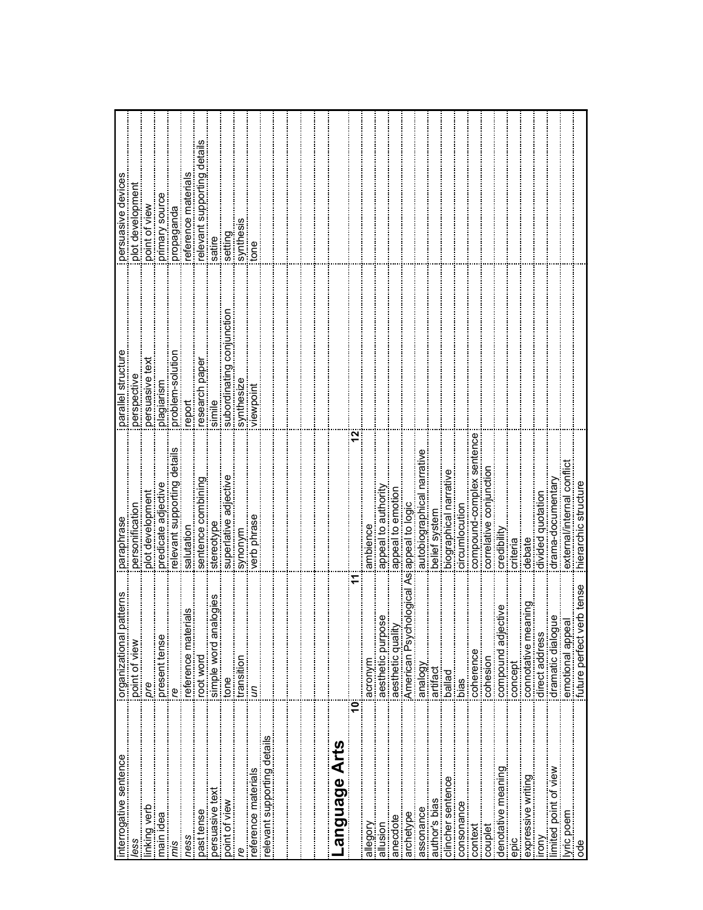| | | | | |
|---|---|---|---|---|
| interrogative sentence | organizational patterns | paraphrase | parallel structure | persuasive devices |
| *less* | point of view | personification | perspective | plot development |
| linking verb | *pre* | plot development | persuasive text | point of view |
| main idea | present tense | predicate adjective | plagiarism | primary source |
| *mis* | *re* | relevant supporting details | problem-solution | propaganda |
| *ness* | reference materials | salutation | report | reference materials |
| past tense | root word | sentence combining | research paper | relevant supporting details |
| persuasive text | simple word analogies | stereotype | simile | satire |
| point of view | tone | superlative adjective | subordinating conjunction | setting |
| *re* | transition | synonym | synthesize | synthesis |
| reference materials | *un* | verb phrase | viewpoint | tone |
| relevant supporting details | | | | |

## Language Arts

| 10 | 11 | 12 | | |
|---|---|---|---|---|
| allegory | acronym | ambience | | |
| allusion | aesthetic purpose | appeal to authority | | |
| anecdote | aesthetic quality | appeal to emotion | | |
| archetype | American Psychological As | appeal to logic | | |
| assonance | analogy | autobiographical narrative | | |
| author's bias | artifact | belief system | | |
| clincher sentence | ballad | biographical narrative | | |
| consonance | bias | circumlocution | | |
| context | coherence | compound-complex sentence | | |
| couplet | cohesion | correlative conjunction | | |
| denotative meaning | compound adjective | credibility | | |
| epic | concept | criteria | | |
| expressive writing | connotative meaning | debate | | |
| irony | direct address | divided quotation | | |
| limited point of view | dramatic dialogue | drama-documentary | | |
| lyric poem | emotional appeal | external/internal conflict | | |
| ode | future perfect verb tense | hierarchic structure | | |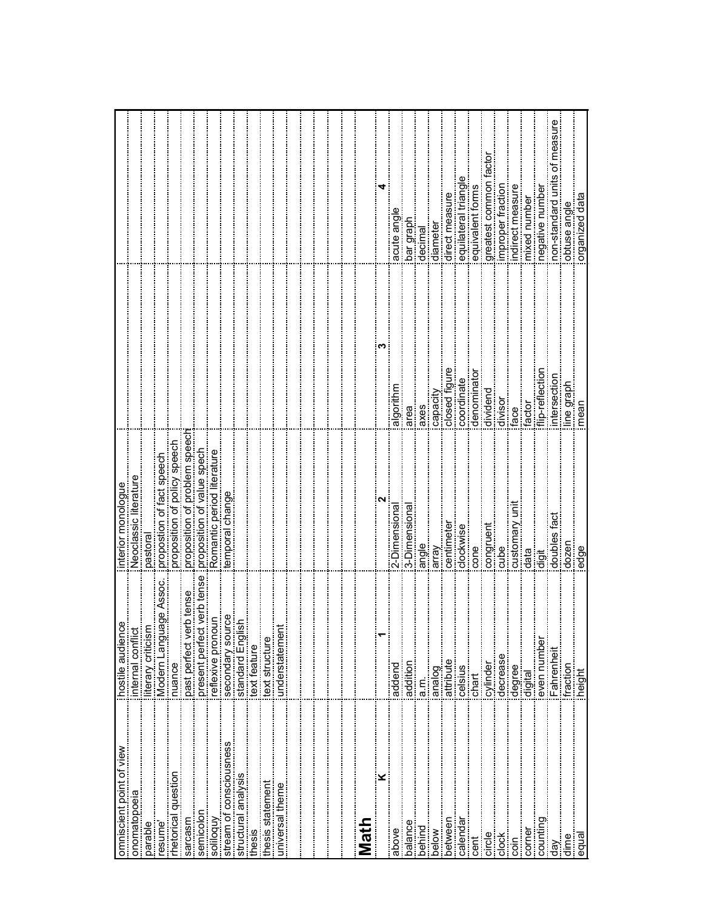| | | | | |
|---|---|---|---|---|
| omniscient point of view | hostile audience | interior monologue | | |
| onomatopoeia | internal conflict | Neoclassic literature | | |
| parable | literary criticism | pastoral | | |
| resume' | Modern Language Assoc. | propostion of fact speech | | |
| rhetorical question | nuance | proposition of policy speech | | |
| sarcasm | past perfect verb tense | proposition of problem speech | | |
| semicolon | present perfect verb tense | proposition of value spech | | |
| soliloquy | reflexive pronoun | Romantic period literature | | |
| stream of consciousness | secondary source | temporal change | | |
| structural analysis | standard English | | | |
| thesis | text feature | | | |
| thesis statement | text structure | | | |
| universal theme | understatement | | | |

# Math

| K | 1 | 2 | 3 | 4 |
|---|---|---|---|---|
| above | addend | 2-Dimensional | algorithm | acute angle |
| balance | addition | 3-Dimensional | area | bar graph |
| behind | a.m. | angle | axes | decimal |
| below | analog | array | capacity | diameter |
| between | attribute | centimeter | closed figure | direct measure |
| calendar | celsius | clockwise | coordinate | equilateral triangle |
| cent | chart | cone | denominator | equivalent forms |
| circle | cylinder | congruent | dividend | greatest common factor |
| clock | decrease | cube | divisor | improper fraction |
| coin | degree | customary unit | face | indirect measure |
| corner | digital | data | factor | mixed number |
| counting | even number | digit | flip-reflection | negative number |
| day | Fahrenheit | doubles fact | intersection | non-standard units of measure |
| dime | fraction | dozen | line graph | obtuse angle |
| equal | height | edge | mean | organized data |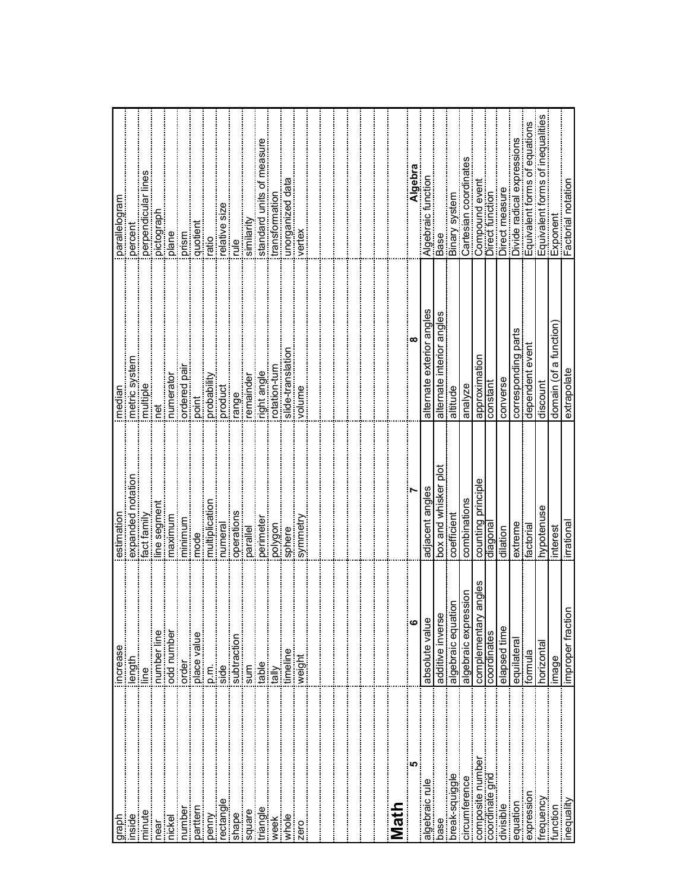| | | | | |
|---|---|---|---|---|
| graph | increase | estimation | median | parallelogram |
| inside | length | expanded notation | metric system | percent |
| minute | line | fact family | multiple | perpendicular lines |
| near | number line | line segment | net | pictograph |
| nickel | odd number | maximum | numerator | plane |
| number | order | minimum | ordered pair | prism |
| parttern | place value | mode | point | quotient |
| penny | p.m. | multiplication | probability | ratio |
| rectangle | side | numeral | product | relative size |
| shape | subtraction | operations | range | rule |
| square | sum | parallel | remainder | similarity |
| triangle | table | perimeter | right angle | standard units of measure |
| week | tally | polygon | rotation-turn | transformation |
| whole | timeline | sphere | slide-translation | unorganized data |
| zero | weight | symmetry | volume | vertex |

# Math

| 5 | 6 | 7 | 8 | Algebra |
|---|---|---|---|---|
| algebraic rule | absolute value | adjacent angles | alternate exterior angles | Algebraic function |
| base | additive inverse | box and whisker plot | alternate interior angles | Base |
| break-squiggle | algebraic equation | coefficient | altitude | Binary system |
| circumference | algebraic expression | combinations | analyze | Cartesian coordinates |
| composite number | complementary angles | counting principle | approximation | Compound event |
| coordinate grid | coordinates | diagonal | constant | Direct function |
| divisible | elapsed time | dilation | converse | Direct measure |
| equation | equilateral | extreme | corresponding parts | Divide radical expressions |
| expression | formula | factorial | dependent event | Equivalent forms of equations |
| frequency | horizontal | hypotenuse | discount | Equivalent forms of inequalities |
| function | image | interest | domain (of a function) | Exponent |
| inequality | improper fraction | irrational | extrapolate | Factorial notation |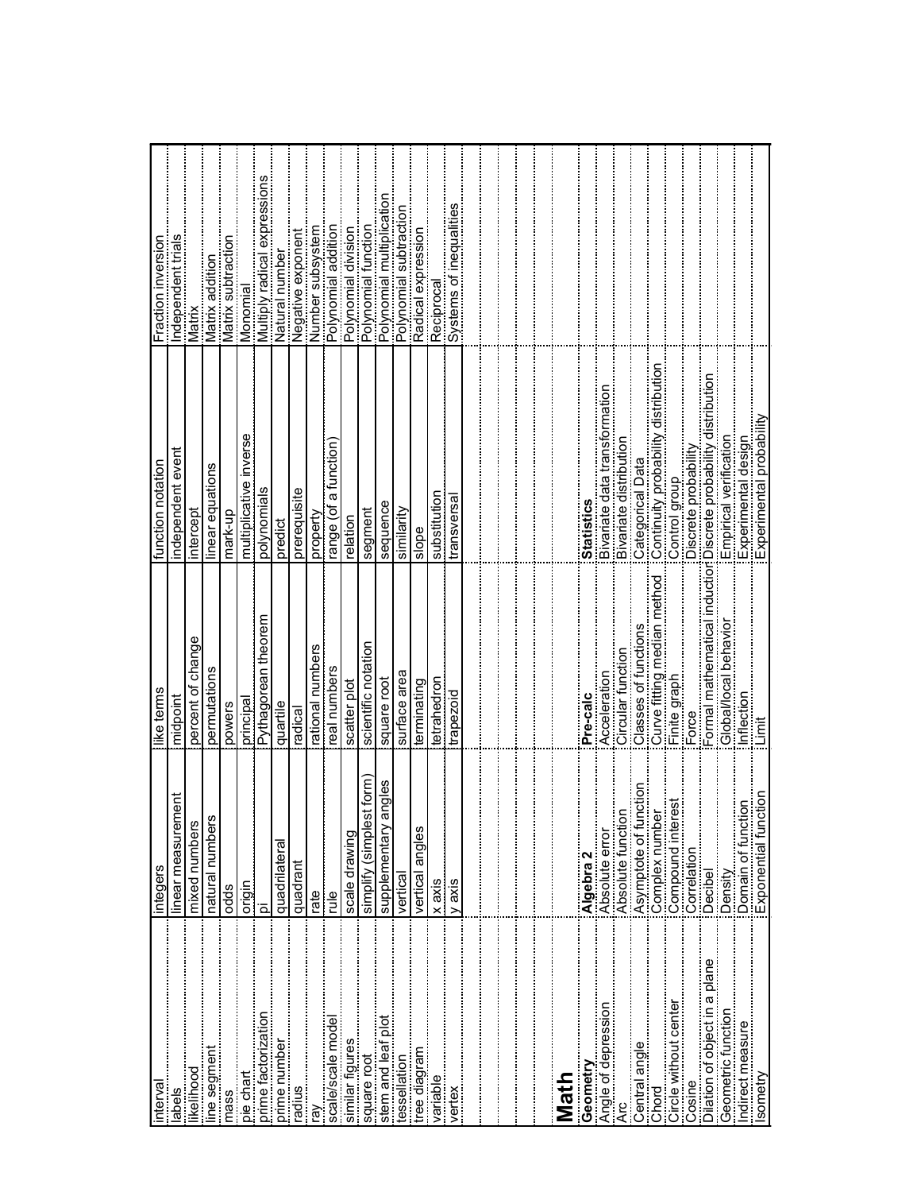| | | | | |
|---|---|---|---|---|
| interval | integers | like terms | function notation | Fraction inversion |
| labels | linear measurement | midpoint | independent event | Independent trials |
| likelihood | mixed numbers | percent of change | intercept | Matrix |
| line segment | natural numbers | permutations | linear equations | Matrix addition |
| mass | odds | powers | mark-up | Matrix subtraction |
| pie chart | origin | principal | multiplicative inverse | Monomial |
| prime factorization | pi | Pythagorean theorem | polynomials | Multiply radical expressions |
| prime number | quadrilateral | quartile | predict | Natural number |
| radius | quadrant | radical | prerequisite | Negative exponent |
| ray | rate | rational numbers | property | Number subsystem |
| scale/scale model | rule | real numbers | range (of a function) | Polynomial addition |
| similar figures | scale drawing | scatter plot | relation | Polynomial division |
| square root | simplify (simplest form) | scientific notation | segment | Polynomial function |
| stem and leaf plot | supplementary angles | square root | sequence | Polynomial multiplication |
| tessellation | vertical | surface area | similarity | Polynomial subtraction |
| tree diagram | vertical angles | terminating | slope | Radical expression |
| variable | x axis | tetrahedron | substitution | Reciprocal |
| vertex | y axis | trapezoid | transversal | Systems of inequalities |

# Math

| Geometry | Algebra 2 | Pre-calc | Statistics |
|---|---|---|---|
| Angle of depression | Absolute error | Acceleration | Bivariate data transformation |
| Arc | Absolute function | Circular function | Bivariate distribution |
| Central angle | Asymptote of function | Classes of functions | Categorical Data |
| Chord | Complex number | Curve fitting median method | Continuity probability distribution |
| Circle without center | Compound interest | Finite graph | Control group |
| Cosine | Correlation | Force | Discrete probability |
| Dilation of object in a plane | Decibel | Formal mathematical induction | Discrete probability distribution |
| Geometric function | Density | Global/local behavior | Empirical verification |
| Indirect measure | Domain of function | Inflection | Experimental design |
| Isometry | Exponential function | Limit | Experimental probability |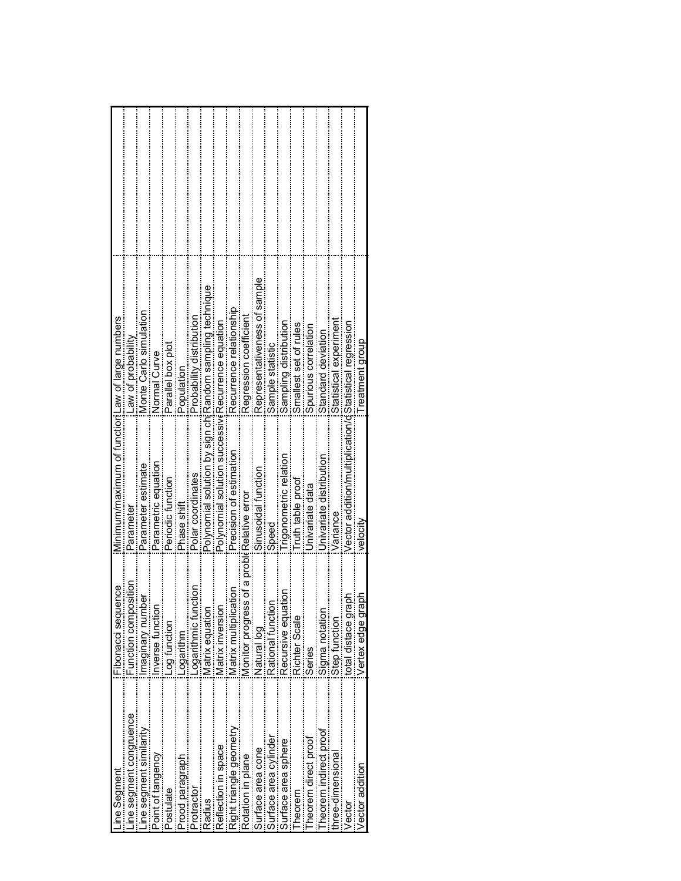| | | | |
|---|---|---|---|
| Line Segment | Fibonacci sequence | Minimum/maximum of function | Law of large numbers |
| Line segment congruence | Function composition | Parameter | Law of probability |
| Line segment similarity | Imaginary number | Parameter estimate | Monte Carlo simulation |
| Point of tangency | Inverse function | Parametric equation | Normal Curve |
| Postulate | Log function | Periodic function | Parallel box plot |
| Prood paragraph | Logarithm | Phase shift | Population |
| Protractor | Logarithmic function | Polar coordinates | Probability distribution |
| Radius | Matrix equation | Polynomial solution by sign ch | Random sampling technique |
| Reflection in space | Matrix inversion | Polynomial solution successive | Recurrence equation |
| Right triangle geometry | Matrix multiplication | Precision of estimation | Recurrence relationship |
| Rotation in plane | Monitor progress of a proble | Relative error | Regression coefficient |
| Surface area cone | Natural log | Sinusoidal function | Representativeness of sample |
| Surface area cylinder | Rational function | Speed | Sample statistic |
| Surface area sphere | Recursive equation | Trigonometric relation | Sampling distribution |
| Theorem | Richter Scale | Truth table proof | Smallest set of rules |
| Theorem direct proof | Series | Univariate data | Spurious correlation |
| Theorem indirect proof | Sigma notation | Univariate distribution | Standard deviation |
| three-dimensional | Step function | Variance | Statistical experiment |
| Vector | total distace graph | Vector addition/multiplication/d | Statistical regression |
| Vector addition | Vertex edge graph | velocity | Treatment group |